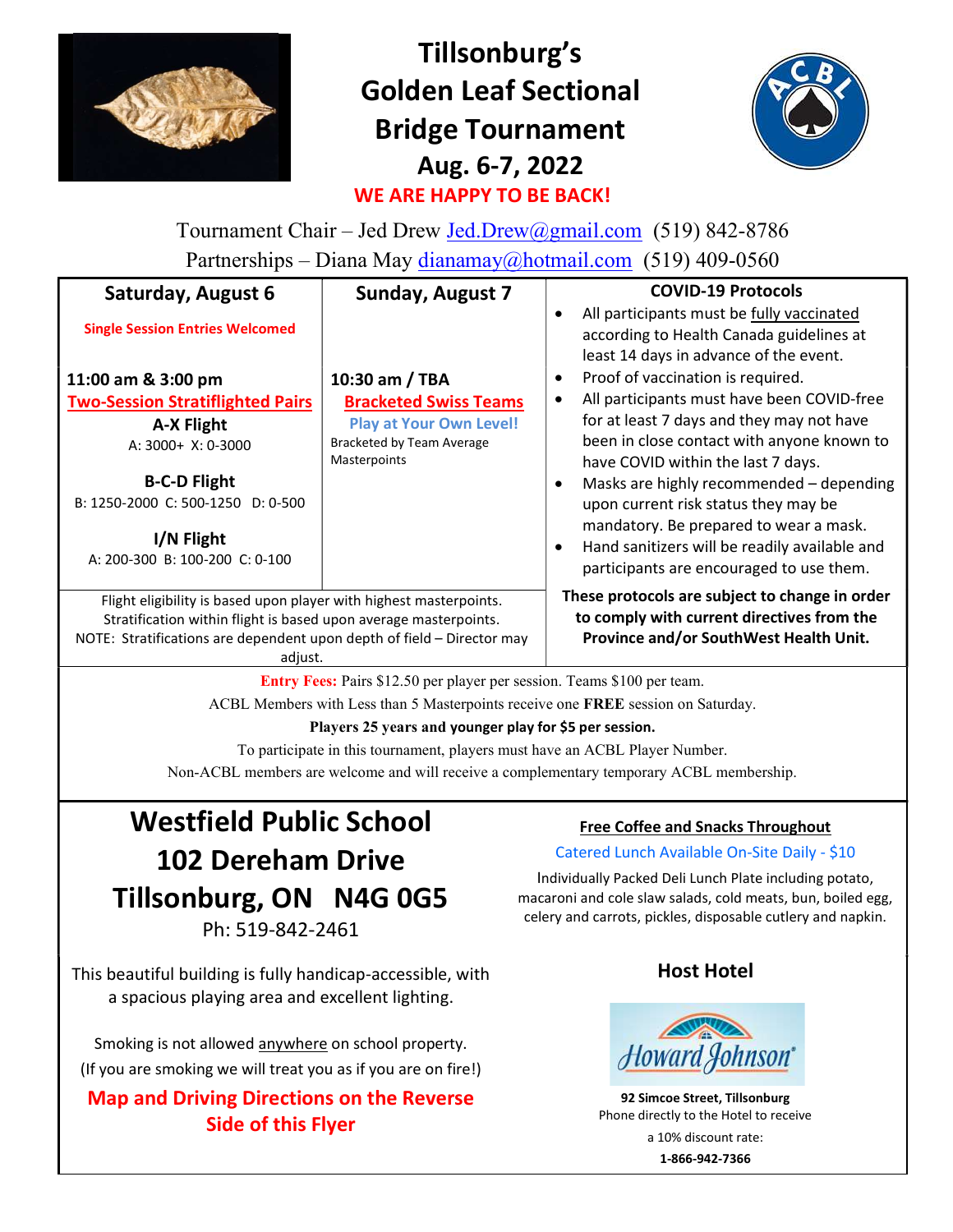# Tillsonburg's Golden Leaf Sectional Bridge Tournament

## Aug. 6-7, 2022

**WE ARE HAPPY TO BE BACK!**

Tournament Chair – Jed Drew Jed.Drew@gmail.com (519) 842-8786

Partnerships – Diana May dianamay@hotmail.com (519) 409-0560

| Saturday, August 6 | Sunday, August 7 |
|---|---|
| **Single Session Entries Welcomed** | |
| **11:00 am & 3:00 pm** | **10:30 am / TBA** |
| **Two-Session Stratiflighted Pairs** | **Bracketed Swiss Teams** |
| **A-X Flight**<br>A: 3000+ X: 0-3000 | **Play at Your Own Level!**<br>Bracketed by Team Average Masterpoints |
| **B-C-D Flight**<br>B: 1250-2000 C: 500-1250 D: 0-500 | |
| **I/N Flight**<br>A: 200-300 B: 100-200 C: 0-100 | |

Flight eligibility is based upon player with highest masterpoints.
Stratification within flight is based upon average masterpoints.
NOTE: Stratifications are dependent upon depth of field – Director may adjust.

### COVID-19 Protocols

- All participants must be fully vaccinated according to Health Canada guidelines at least 14 days in advance of the event.
- Proof of vaccination is required.
- All participants must have been COVID-free for at least 7 days and they may not have been in close contact with anyone known to have COVID within the last 7 days.
- Masks are highly recommended – depending upon current risk status they may be mandatory. Be prepared to wear a mask.
- Hand sanitizers will be readily available and participants are encouraged to use them.

**These protocols are subject to change in order to comply with current directives from the Province and/or SouthWest Health Unit.**

**Entry Fees:** Pairs $12.50 per player per session. Teams $100 per team.

ACBL Members with Less than 5 Masterpoints receive one **FREE** session on Saturday.

**Players 25 years and younger play for $5 per session.**

To participate in this tournament, players must have an ACBL Player Number.

Non-ACBL members are welcome and will receive a complementary temporary ACBL membership.

## Westfield Public School
## 102 Dereham Drive
## Tillsonburg, ON N4G 0G5

Ph: 519-842-2461

This beautiful building is fully handicap-accessible, with a spacious playing area and excellent lighting.

Smoking is not allowed anywhere on school property.
(If you are smoking we will treat you as if you are on fire!)

**Map and Driving Directions on the Reverse Side of this Flyer**

**Free Coffee and Snacks Throughout**

Catered Lunch Available On-Site Daily - $10

Individually Packed Deli Lunch Plate including potato, macaroni and cole slaw salads, cold meats, bun, boiled egg, celery and carrots, pickles, disposable cutlery and napkin.

### Host Hotel

Howard Johnson

**92 Simcoe Street, Tillsonburg**
Phone directly to the Hotel to receive a 10% discount rate:
**1-866-942-7366**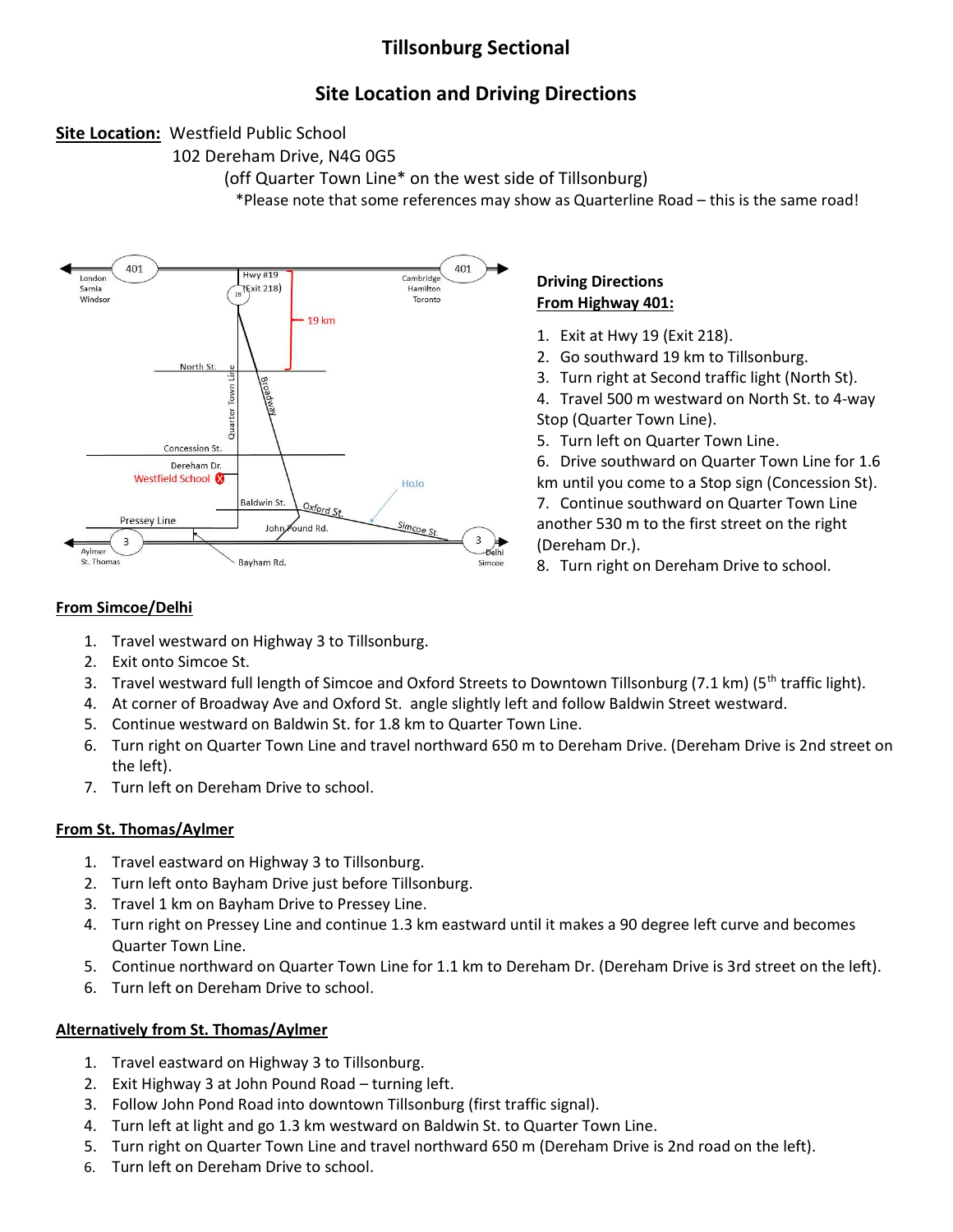# Tillsonburg Sectional

## Site Location and Driving Directions

**Site Location:** Westfield Public School
102 Dereham Drive, N4G 0G5
(off Quarter Town Line* on the west side of Tillsonburg)
*Please note that some references may show as Quarterline Road – this is the same road!

401
London
Sarnia
Windsor
Hwy #19
(Exit 218)
19
19 km
401
Cambridge
Hamilton
Toronto
North St.
Quarter Town Line
Broadway
Concession St.
Dereham Dr.
Westfield School
Baldwin St.
Oxford St.
HoJo
Pressey Line
John Pound Rd.
Simcoe St.
3
Aylmer
St. Thomas
Bayham Rd.
3
Delhi
Simcoe

### Driving Directions
### From Highway 401:

1. Exit at Hwy 19 (Exit 218).
2. Go southward 19 km to Tillsonburg.
3. Turn right at Second traffic light (North St).
4. Travel 500 m westward on North St. to 4-way Stop (Quarter Town Line).
5. Turn left on Quarter Town Line.
6. Drive southward on Quarter Town Line for 1.6 km until you come to a Stop sign (Concession St).
7. Continue southward on Quarter Town Line another 530 m to the first street on the right (Dereham Dr.).
8. Turn right on Dereham Drive to school.

### From Simcoe/Delhi

1. Travel westward on Highway 3 to Tillsonburg.
2. Exit onto Simcoe St.
3. Travel westward full length of Simcoe and Oxford Streets to Downtown Tillsonburg (7.1 km) (5th traffic light).
4. At corner of Broadway Ave and Oxford St. angle slightly left and follow Baldwin Street westward.
5. Continue westward on Baldwin St. for 1.8 km to Quarter Town Line.
6. Turn right on Quarter Town Line and travel northward 650 m to Dereham Drive. (Dereham Drive is 2nd street on the left).
7. Turn left on Dereham Drive to school.

### From St. Thomas/Aylmer

1. Travel eastward on Highway 3 to Tillsonburg.
2. Turn left onto Bayham Drive just before Tillsonburg.
3. Travel 1 km on Bayham Drive to Pressey Line.
4. Turn right on Pressey Line and continue 1.3 km eastward until it makes a 90 degree left curve and becomes Quarter Town Line.
5. Continue northward on Quarter Town Line for 1.1 km to Dereham Dr. (Dereham Drive is 3rd street on the left).
6. Turn left on Dereham Drive to school.

### Alternatively from St. Thomas/Aylmer

1. Travel eastward on Highway 3 to Tillsonburg.
2. Exit Highway 3 at John Pound Road – turning left.
3. Follow John Pond Road into downtown Tillsonburg (first traffic signal).
4. Turn left at light and go 1.3 km westward on Baldwin St. to Quarter Town Line.
5. Turn right on Quarter Town Line and travel northward 650 m (Dereham Drive is 2nd road on the left).
6. Turn left on Dereham Drive to school.